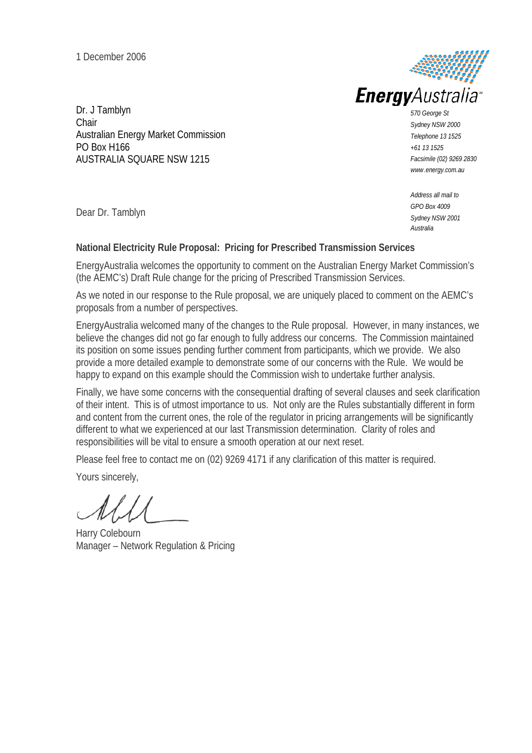1 December 2006

Dr. J Tamblyn
Chair
Australian Energy Market Commission
PO Box H166
AUSTRALIA SQUARE NSW 1215

**Energy**Australia™

*570 George St*
*Sydney NSW 2000*
*Telephone 13 1525*
*+61 13 1525*
*Facsimile (02) 9269 2830*
*www.energy.com.au*

*Address all mail to*
*GPO Box 4009*
*Sydney NSW 2001*
*Australia*

Dear Dr. Tamblyn

**National Electricity Rule Proposal: Pricing for Prescribed Transmission Services**

EnergyAustralia welcomes the opportunity to comment on the Australian Energy Market Commission's (the AEMC's) Draft Rule change for the pricing of Prescribed Transmission Services.

As we noted in our response to the Rule proposal, we are uniquely placed to comment on the AEMC's proposals from a number of perspectives.

EnergyAustralia welcomed many of the changes to the Rule proposal. However, in many instances, we believe the changes did not go far enough to fully address our concerns. The Commission maintained its position on some issues pending further comment from participants, which we provide. We also provide a more detailed example to demonstrate some of our concerns with the Rule. We would be happy to expand on this example should the Commission wish to undertake further analysis.

Finally, we have some concerns with the consequential drafting of several clauses and seek clarification of their intent. This is of utmost importance to us. Not only are the Rules substantially different in form and content from the current ones, the role of the regulator in pricing arrangements will be significantly different to what we experienced at our last Transmission determination. Clarity of roles and responsibilities will be vital to ensure a smooth operation at our next reset.

Please feel free to contact me on (02) 9269 4171 if any clarification of this matter is required.

Yours sincerely,

Harry Colebourn
Manager – Network Regulation & Pricing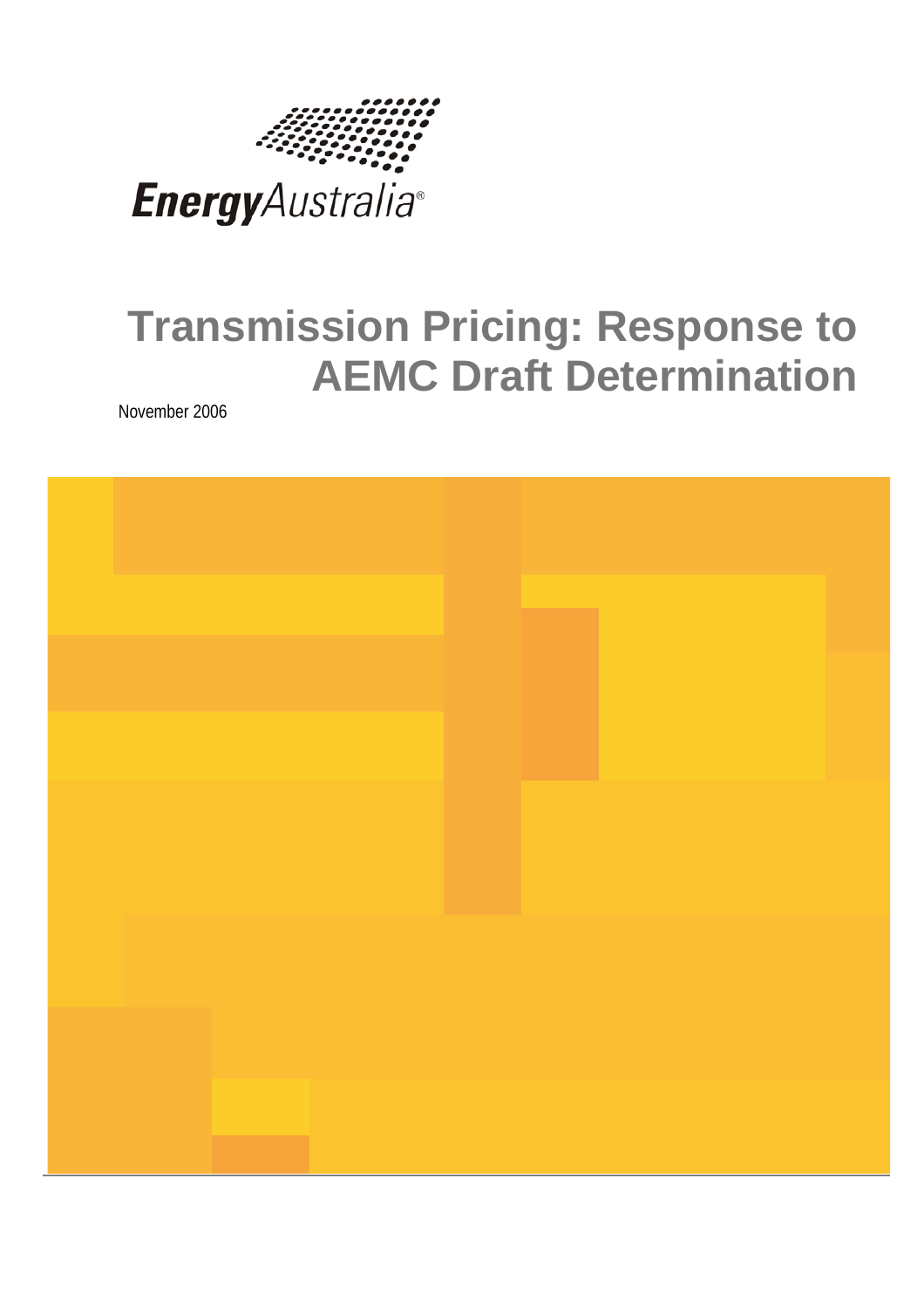EnergyAustralia®

# Transmission Pricing: Response to AEMC Draft Determination

November 2006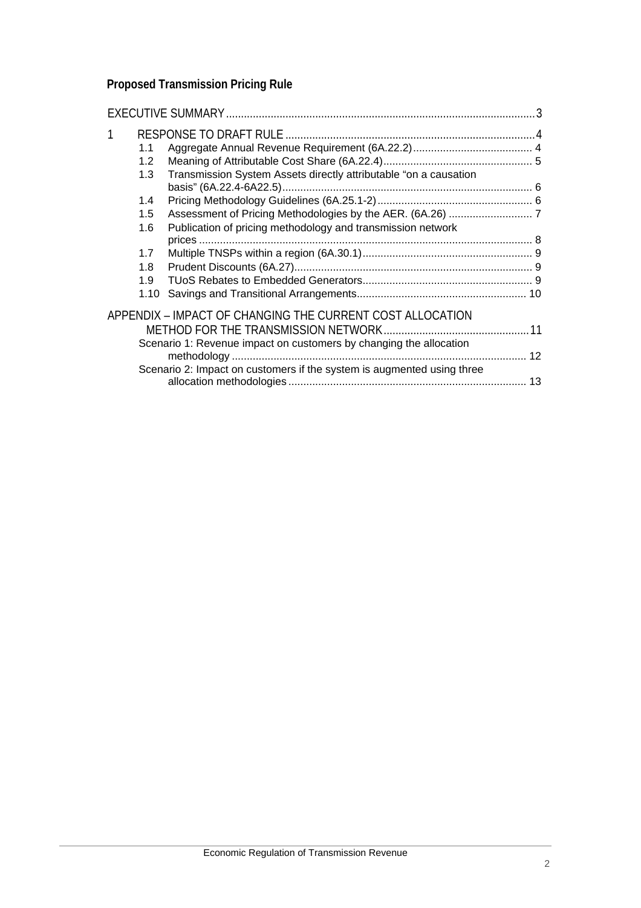**Proposed Transmission Pricing Rule**

EXECUTIVE SUMMARY ........................................................................................................ 3

1 RESPONSE TO DRAFT RULE ........................................................................................ 4

- 1.1 Aggregate Annual Revenue Requirement (6A.22.2)......................................... 4
- 1.2 Meaning of Attributable Cost Share (6A.22.4)................................................... 5
- 1.3 Transmission System Assets directly attributable "on a causation basis" (6A.22.4-6A22.5)........................................................................................ 6
- 1.4 Pricing Methodology Guidelines (6A.25.1-2)...................................................... 6
- 1.5 Assessment of Pricing Methodologies by the AER. (6A.26) ............................ 7
- 1.6 Publication of pricing methodology and transmission network prices ................................................................................................................ 8
- 1.7 Multiple TNSPs within a region (6A.30.1)......................................................... 9
- 1.8 Prudent Discounts (6A.27)................................................................................ 9
- 1.9 TUoS Rebates to Embedded Generators......................................................... 9
- 1.10 Savings and Transitional Arrangements......................................................... 10

APPENDIX – IMPACT OF CHANGING THE CURRENT COST ALLOCATION METHOD FOR THE TRANSMISSION NETWORK................................................ 11

- Scenario 1: Revenue impact on customers by changing the allocation methodology .................................................................................................. 12
- Scenario 2: Impact on customers if the system is augmented using three allocation methodologies ................................................................................ 13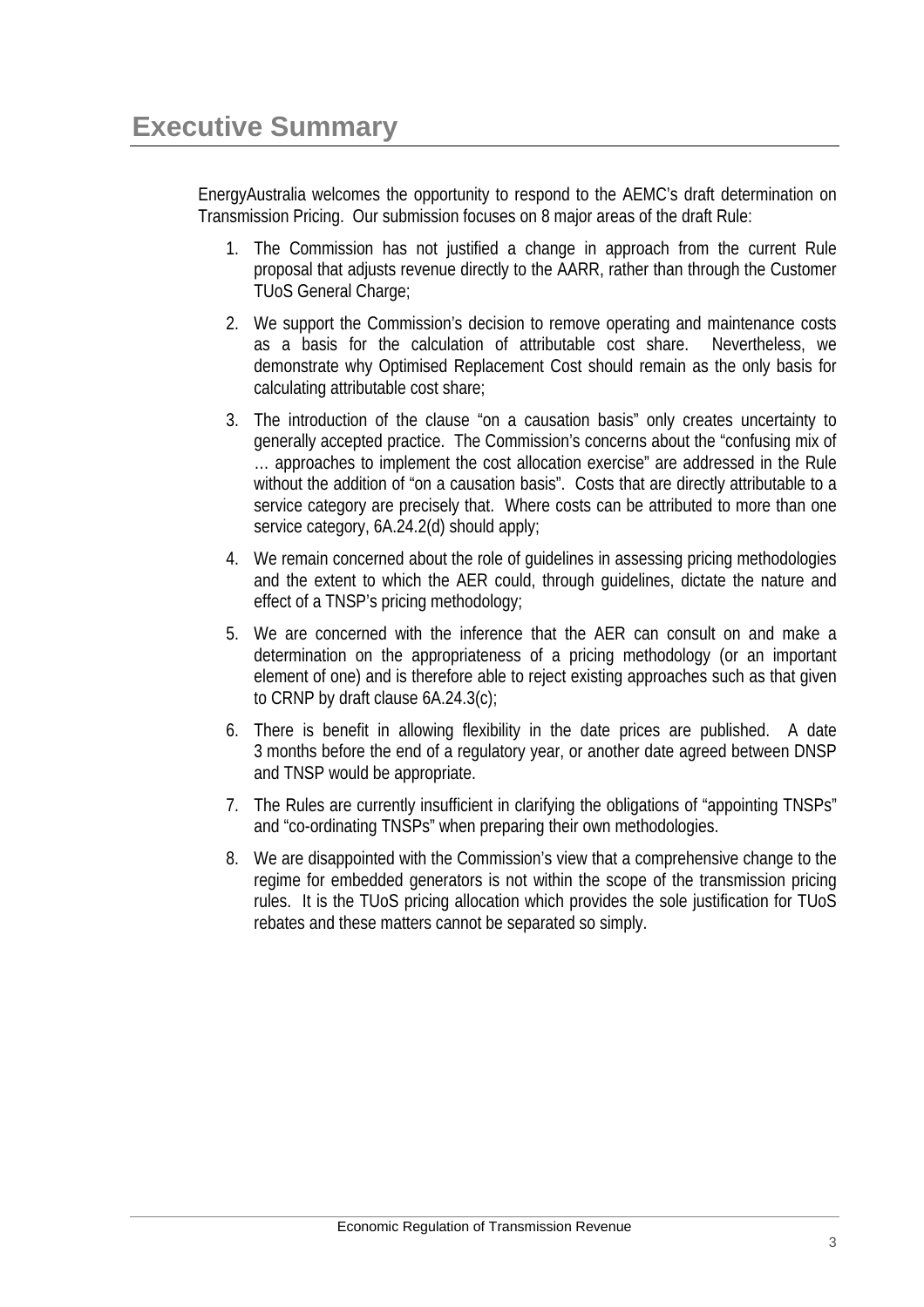# Executive Summary

EnergyAustralia welcomes the opportunity to respond to the AEMC's draft determination on Transmission Pricing. Our submission focuses on 8 major areas of the draft Rule:

1. The Commission has not justified a change in approach from the current Rule proposal that adjusts revenue directly to the AARR, rather than through the Customer TUoS General Charge;
2. We support the Commission's decision to remove operating and maintenance costs as a basis for the calculation of attributable cost share. Nevertheless, we demonstrate why Optimised Replacement Cost should remain as the only basis for calculating attributable cost share;
3. The introduction of the clause "on a causation basis" only creates uncertainty to generally accepted practice. The Commission's concerns about the "confusing mix of … approaches to implement the cost allocation exercise" are addressed in the Rule without the addition of "on a causation basis". Costs that are directly attributable to a service category are precisely that. Where costs can be attributed to more than one service category, 6A.24.2(d) should apply;
4. We remain concerned about the role of guidelines in assessing pricing methodologies and the extent to which the AER could, through guidelines, dictate the nature and effect of a TNSP's pricing methodology;
5. We are concerned with the inference that the AER can consult on and make a determination on the appropriateness of a pricing methodology (or an important element of one) and is therefore able to reject existing approaches such as that given to CRNP by draft clause 6A.24.3(c);
6. There is benefit in allowing flexibility in the date prices are published. A date 3 months before the end of a regulatory year, or another date agreed between DNSP and TNSP would be appropriate.
7. The Rules are currently insufficient in clarifying the obligations of "appointing TNSPs" and "co-ordinating TNSPs" when preparing their own methodologies.
8. We are disappointed with the Commission's view that a comprehensive change to the regime for embedded generators is not within the scope of the transmission pricing rules. It is the TUoS pricing allocation which provides the sole justification for TUoS rebates and these matters cannot be separated so simply.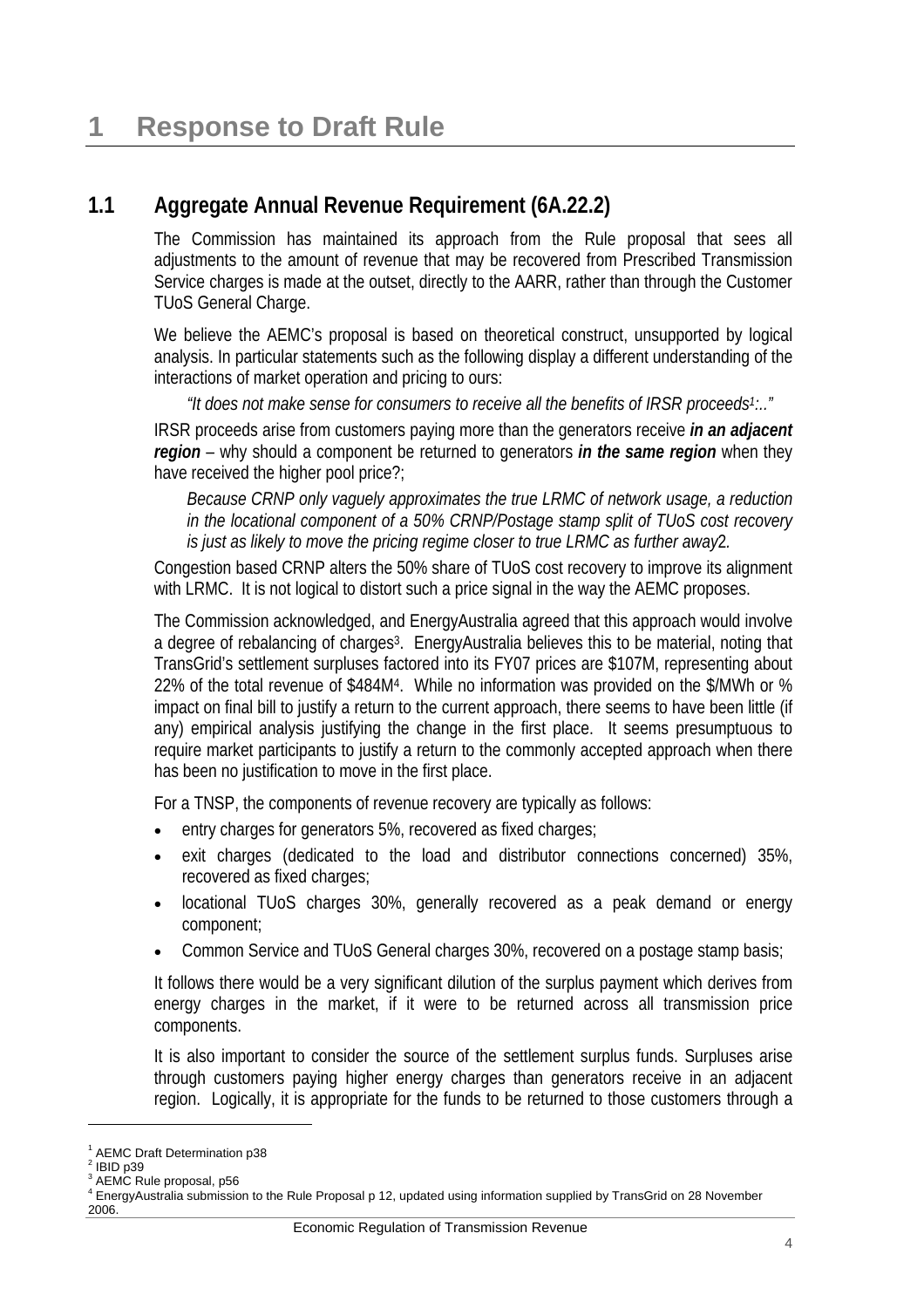# 1 Response to Draft Rule

## 1.1 Aggregate Annual Revenue Requirement (6A.22.2)

The Commission has maintained its approach from the Rule proposal that sees all adjustments to the amount of revenue that may be recovered from Prescribed Transmission Service charges is made at the outset, directly to the AARR, rather than through the Customer TUoS General Charge.

We believe the AEMC's proposal is based on theoretical construct, unsupported by logical analysis. In particular statements such as the following display a different understanding of the interactions of market operation and pricing to ours:

> *"It does not make sense for consumers to receive all the benefits of IRSR proceeds[1]:.."*

IRSR proceeds arise from customers paying more than the generators receive ***in an adjacent region*** – why should a component be returned to generators ***in the same region*** when they have received the higher pool price?;

> *Because CRNP only vaguely approximates the true LRMC of network usage, a reduction in the locational component of a 50% CRNP/Postage stamp split of TUoS cost recovery is just as likely to move the pricing regime closer to true LRMC as further away2.*

Congestion based CRNP alters the 50% share of TUoS cost recovery to improve its alignment with LRMC. It is not logical to distort such a price signal in the way the AEMC proposes.

The Commission acknowledged, and EnergyAustralia agreed that this approach would involve a degree of rebalancing of charges[3]. EnergyAustralia believes this to be material, noting that TransGrid's settlement surpluses factored into its FY07 prices are $107M, representing about 22% of the total revenue of $484M[4]. While no information was provided on the $/MWh or % impact on final bill to justify a return to the current approach, there seems to have been little (if any) empirical analysis justifying the change in the first place. It seems presumptuous to require market participants to justify a return to the commonly accepted approach when there has been no justification to move in the first place.

For a TNSP, the components of revenue recovery are typically as follows:

- entry charges for generators 5%, recovered as fixed charges;
- exit charges (dedicated to the load and distributor connections concerned) 35%, recovered as fixed charges;
- locational TUoS charges 30%, generally recovered as a peak demand or energy component;
- Common Service and TUoS General charges 30%, recovered on a postage stamp basis;

It follows there would be a very significant dilution of the surplus payment which derives from energy charges in the market, if it were to be returned across all transmission price components.

It is also important to consider the source of the settlement surplus funds. Surpluses arise through customers paying higher energy charges than generators receive in an adjacent region. Logically, it is appropriate for the funds to be returned to those customers through a

---

[1] AEMC Draft Determination p38
[2] IBID p39
[3] AEMC Rule proposal, p56
[4] EnergyAustralia submission to the Rule Proposal p 12, updated using information supplied by TransGrid on 28 November 2006.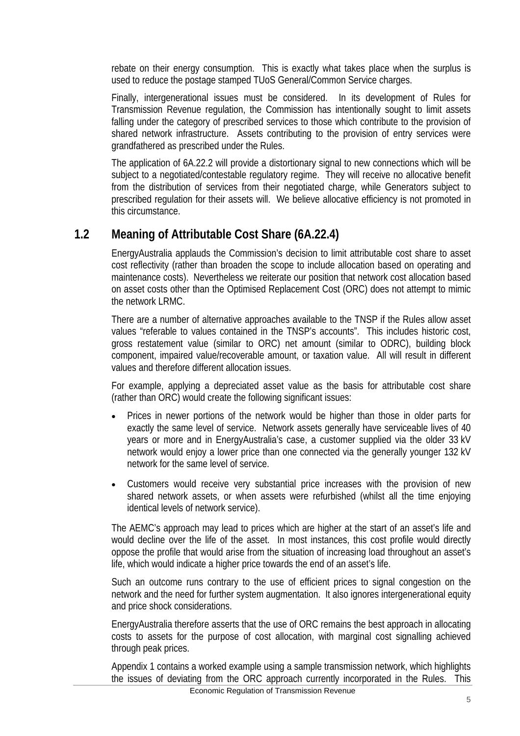rebate on their energy consumption. This is exactly what takes place when the surplus is used to reduce the postage stamped TUoS General/Common Service charges.

Finally, intergenerational issues must be considered. In its development of Rules for Transmission Revenue regulation, the Commission has intentionally sought to limit assets falling under the category of prescribed services to those which contribute to the provision of shared network infrastructure. Assets contributing to the provision of entry services were grandfathered as prescribed under the Rules.

The application of 6A.22.2 will provide a distortionary signal to new connections which will be subject to a negotiated/contestable regulatory regime. They will receive no allocative benefit from the distribution of services from their negotiated charge, while Generators subject to prescribed regulation for their assets will. We believe allocative efficiency is not promoted in this circumstance.

## 1.2 Meaning of Attributable Cost Share (6A.22.4)

EnergyAustralia applauds the Commission's decision to limit attributable cost share to asset cost reflectivity (rather than broaden the scope to include allocation based on operating and maintenance costs). Nevertheless we reiterate our position that network cost allocation based on asset costs other than the Optimised Replacement Cost (ORC) does not attempt to mimic the network LRMC.

There are a number of alternative approaches available to the TNSP if the Rules allow asset values "referable to values contained in the TNSP's accounts". This includes historic cost, gross restatement value (similar to ORC) net amount (similar to ODRC), building block component, impaired value/recoverable amount, or taxation value. All will result in different values and therefore different allocation issues.

For example, applying a depreciated asset value as the basis for attributable cost share (rather than ORC) would create the following significant issues:

- Prices in newer portions of the network would be higher than those in older parts for exactly the same level of service. Network assets generally have serviceable lives of 40 years or more and in EnergyAustralia's case, a customer supplied via the older 33 kV network would enjoy a lower price than one connected via the generally younger 132 kV network for the same level of service.
- Customers would receive very substantial price increases with the provision of new shared network assets, or when assets were refurbished (whilst all the time enjoying identical levels of network service).

The AEMC's approach may lead to prices which are higher at the start of an asset's life and would decline over the life of the asset. In most instances, this cost profile would directly oppose the profile that would arise from the situation of increasing load throughout an asset's life, which would indicate a higher price towards the end of an asset's life.

Such an outcome runs contrary to the use of efficient prices to signal congestion on the network and the need for further system augmentation. It also ignores intergenerational equity and price shock considerations.

EnergyAustralia therefore asserts that the use of ORC remains the best approach in allocating costs to assets for the purpose of cost allocation, with marginal cost signalling achieved through peak prices.

Appendix 1 contains a worked example using a sample transmission network, which highlights the issues of deviating from the ORC approach currently incorporated in the Rules. This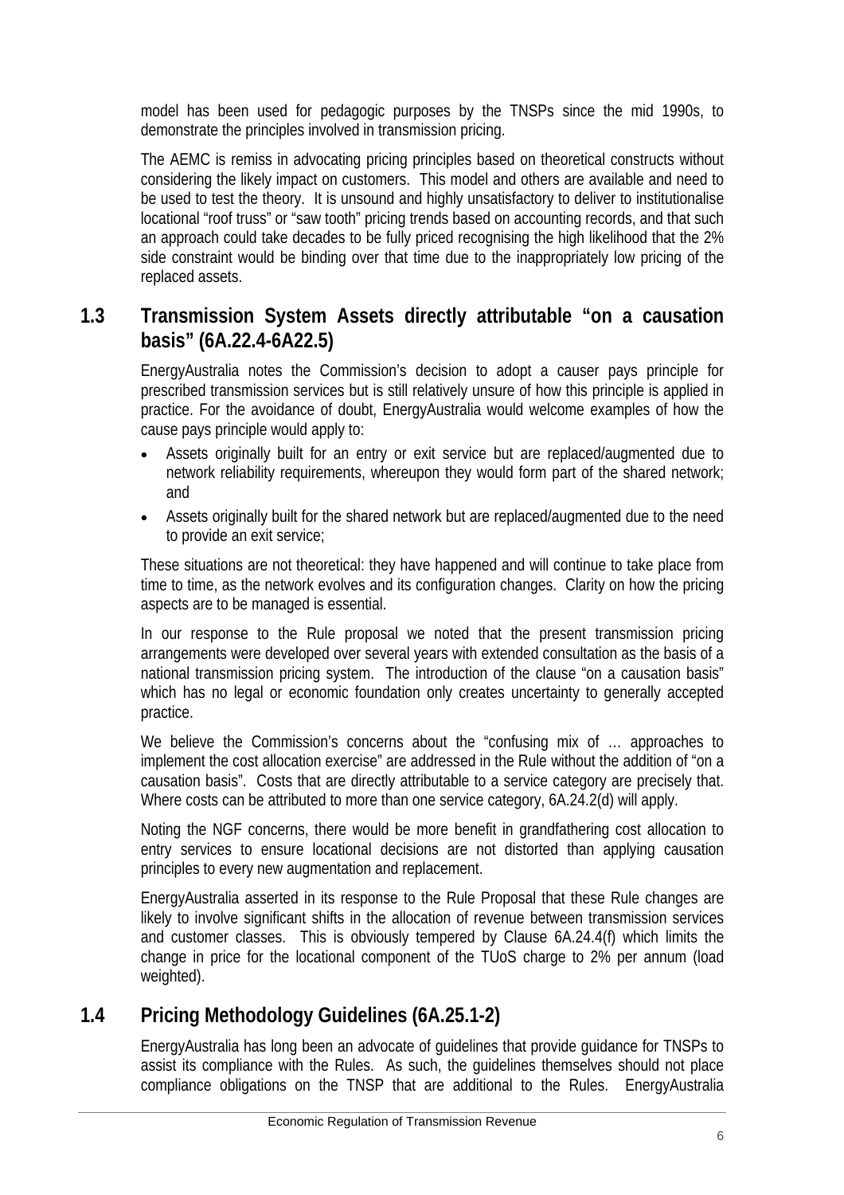model has been used for pedagogic purposes by the TNSPs since the mid 1990s, to demonstrate the principles involved in transmission pricing.

The AEMC is remiss in advocating pricing principles based on theoretical constructs without considering the likely impact on customers. This model and others are available and need to be used to test the theory. It is unsound and highly unsatisfactory to deliver to institutionalise locational "roof truss" or "saw tooth" pricing trends based on accounting records, and that such an approach could take decades to be fully priced recognising the high likelihood that the 2% side constraint would be binding over that time due to the inappropriately low pricing of the replaced assets.

## 1.3 Transmission System Assets directly attributable "on a causation basis" (6A.22.4-6A22.5)

EnergyAustralia notes the Commission's decision to adopt a causer pays principle for prescribed transmission services but is still relatively unsure of how this principle is applied in practice. For the avoidance of doubt, EnergyAustralia would welcome examples of how the cause pays principle would apply to:

- Assets originally built for an entry or exit service but are replaced/augmented due to network reliability requirements, whereupon they would form part of the shared network; and
- Assets originally built for the shared network but are replaced/augmented due to the need to provide an exit service;

These situations are not theoretical: they have happened and will continue to take place from time to time, as the network evolves and its configuration changes. Clarity on how the pricing aspects are to be managed is essential.

In our response to the Rule proposal we noted that the present transmission pricing arrangements were developed over several years with extended consultation as the basis of a national transmission pricing system. The introduction of the clause "on a causation basis" which has no legal or economic foundation only creates uncertainty to generally accepted practice.

We believe the Commission's concerns about the "confusing mix of … approaches to implement the cost allocation exercise" are addressed in the Rule without the addition of "on a causation basis". Costs that are directly attributable to a service category are precisely that. Where costs can be attributed to more than one service category, 6A.24.2(d) will apply.

Noting the NGF concerns, there would be more benefit in grandfathering cost allocation to entry services to ensure locational decisions are not distorted than applying causation principles to every new augmentation and replacement.

EnergyAustralia asserted in its response to the Rule Proposal that these Rule changes are likely to involve significant shifts in the allocation of revenue between transmission services and customer classes. This is obviously tempered by Clause 6A.24.4(f) which limits the change in price for the locational component of the TUoS charge to 2% per annum (load weighted).

## 1.4 Pricing Methodology Guidelines (6A.25.1-2)

EnergyAustralia has long been an advocate of guidelines that provide guidance for TNSPs to assist its compliance with the Rules. As such, the guidelines themselves should not place compliance obligations on the TNSP that are additional to the Rules. EnergyAustralia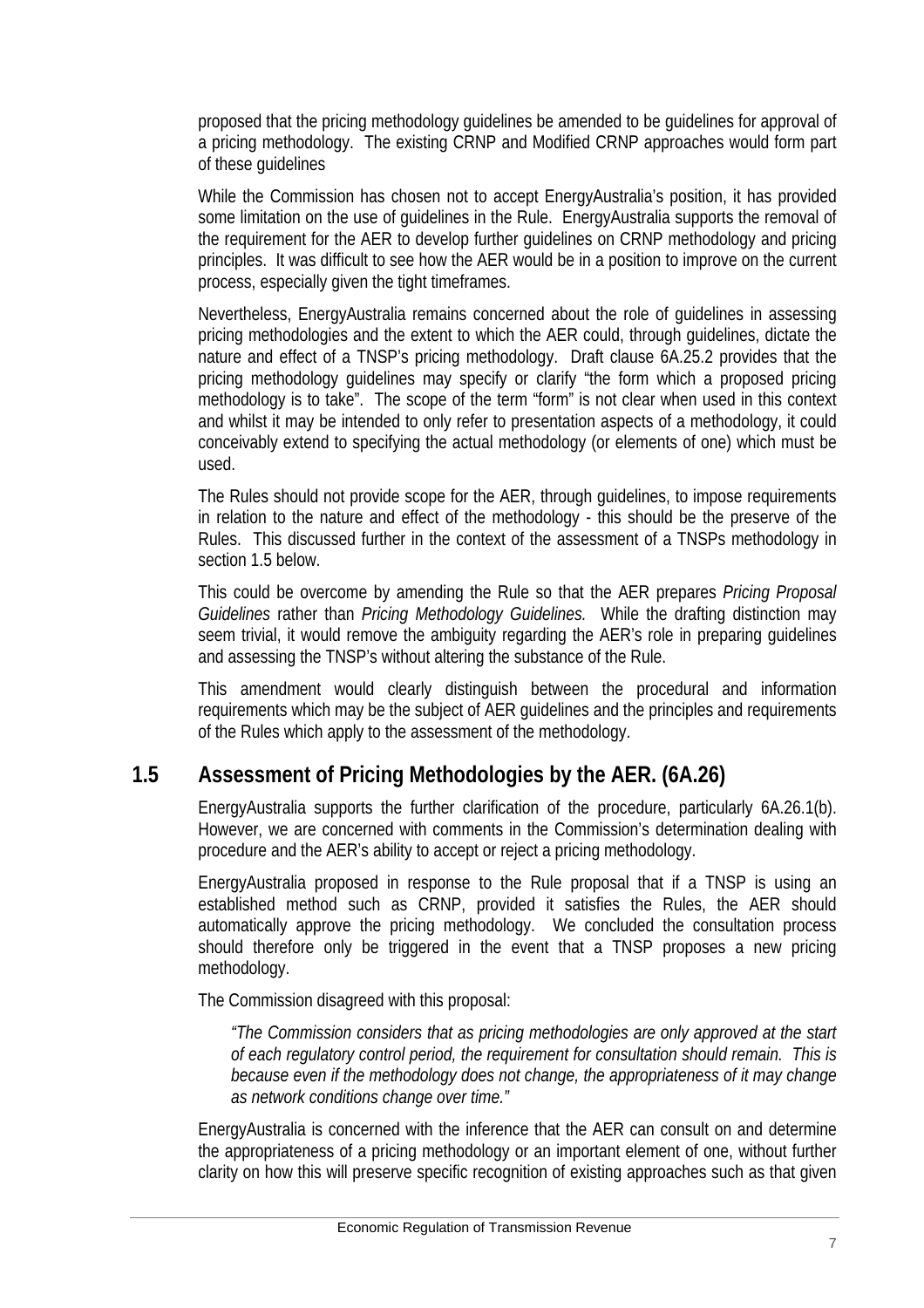proposed that the pricing methodology guidelines be amended to be guidelines for approval of a pricing methodology. The existing CRNP and Modified CRNP approaches would form part of these guidelines

While the Commission has chosen not to accept EnergyAustralia's position, it has provided some limitation on the use of guidelines in the Rule. EnergyAustralia supports the removal of the requirement for the AER to develop further guidelines on CRNP methodology and pricing principles. It was difficult to see how the AER would be in a position to improve on the current process, especially given the tight timeframes.

Nevertheless, EnergyAustralia remains concerned about the role of guidelines in assessing pricing methodologies and the extent to which the AER could, through guidelines, dictate the nature and effect of a TNSP's pricing methodology. Draft clause 6A.25.2 provides that the pricing methodology guidelines may specify or clarify "the form which a proposed pricing methodology is to take". The scope of the term "form" is not clear when used in this context and whilst it may be intended to only refer to presentation aspects of a methodology, it could conceivably extend to specifying the actual methodology (or elements of one) which must be used.

The Rules should not provide scope for the AER, through guidelines, to impose requirements in relation to the nature and effect of the methodology - this should be the preserve of the Rules. This discussed further in the context of the assessment of a TNSPs methodology in section 1.5 below.

This could be overcome by amending the Rule so that the AER prepares *Pricing Proposal Guidelines* rather than *Pricing Methodology Guidelines.* While the drafting distinction may seem trivial, it would remove the ambiguity regarding the AER's role in preparing guidelines and assessing the TNSP's without altering the substance of the Rule.

This amendment would clearly distinguish between the procedural and information requirements which may be the subject of AER guidelines and the principles and requirements of the Rules which apply to the assessment of the methodology.

## 1.5 Assessment of Pricing Methodologies by the AER. (6A.26)

EnergyAustralia supports the further clarification of the procedure, particularly 6A.26.1(b). However, we are concerned with comments in the Commission's determination dealing with procedure and the AER's ability to accept or reject a pricing methodology.

EnergyAustralia proposed in response to the Rule proposal that if a TNSP is using an established method such as CRNP, provided it satisfies the Rules, the AER should automatically approve the pricing methodology. We concluded the consultation process should therefore only be triggered in the event that a TNSP proposes a new pricing methodology.

The Commission disagreed with this proposal:

> *"The Commission considers that as pricing methodologies are only approved at the start of each regulatory control period, the requirement for consultation should remain. This is because even if the methodology does not change, the appropriateness of it may change as network conditions change over time."*

EnergyAustralia is concerned with the inference that the AER can consult on and determine the appropriateness of a pricing methodology or an important element of one, without further clarity on how this will preserve specific recognition of existing approaches such as that given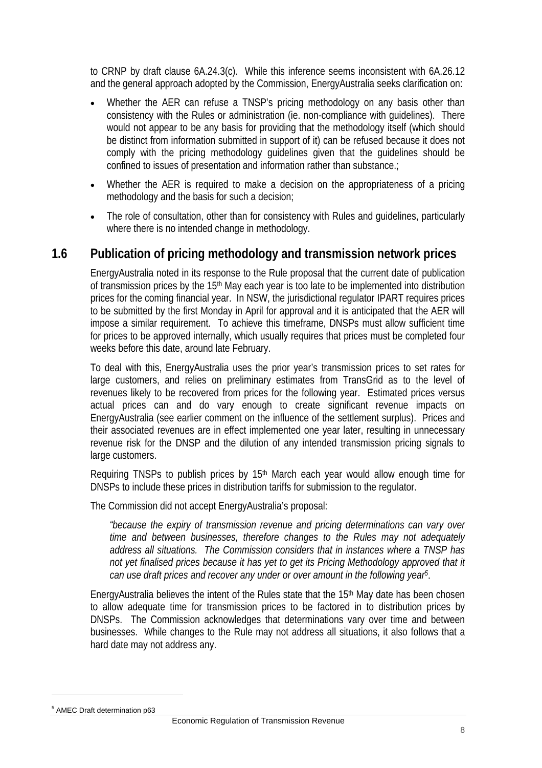to CRNP by draft clause 6A.24.3(c). While this inference seems inconsistent with 6A.26.12 and the general approach adopted by the Commission, EnergyAustralia seeks clarification on:

- Whether the AER can refuse a TNSP's pricing methodology on any basis other than consistency with the Rules or administration (ie. non-compliance with guidelines). There would not appear to be any basis for providing that the methodology itself (which should be distinct from information submitted in support of it) can be refused because it does not comply with the pricing methodology guidelines given that the guidelines should be confined to issues of presentation and information rather than substance.;
- Whether the AER is required to make a decision on the appropriateness of a pricing methodology and the basis for such a decision;
- The role of consultation, other than for consistency with Rules and guidelines, particularly where there is no intended change in methodology.

## 1.6 Publication of pricing methodology and transmission network prices

EnergyAustralia noted in its response to the Rule proposal that the current date of publication of transmission prices by the 15th May each year is too late to be implemented into distribution prices for the coming financial year. In NSW, the jurisdictional regulator IPART requires prices to be submitted by the first Monday in April for approval and it is anticipated that the AER will impose a similar requirement. To achieve this timeframe, DNSPs must allow sufficient time for prices to be approved internally, which usually requires that prices must be completed four weeks before this date, around late February.

To deal with this, EnergyAustralia uses the prior year's transmission prices to set rates for large customers, and relies on preliminary estimates from TransGrid as to the level of revenues likely to be recovered from prices for the following year. Estimated prices versus actual prices can and do vary enough to create significant revenue impacts on EnergyAustralia (see earlier comment on the influence of the settlement surplus). Prices and their associated revenues are in effect implemented one year later, resulting in unnecessary revenue risk for the DNSP and the dilution of any intended transmission pricing signals to large customers.

Requiring TNSPs to publish prices by 15th March each year would allow enough time for DNSPs to include these prices in distribution tariffs for submission to the regulator.

The Commission did not accept EnergyAustralia's proposal:

> *"because the expiry of transmission revenue and pricing determinations can vary over time and between businesses, therefore changes to the Rules may not adequately address all situations. The Commission considers that in instances where a TNSP has not yet finalised prices because it has yet to get its Pricing Methodology approved that it can use draft prices and recover any under or over amount in the following year*[5].

EnergyAustralia believes the intent of the Rules state that the 15th May date has been chosen to allow adequate time for transmission prices to be factored in to distribution prices by DNSPs. The Commission acknowledges that determinations vary over time and between businesses. While changes to the Rule may not address all situations, it also follows that a hard date may not address any.

---

[5] AMEC Draft determination p63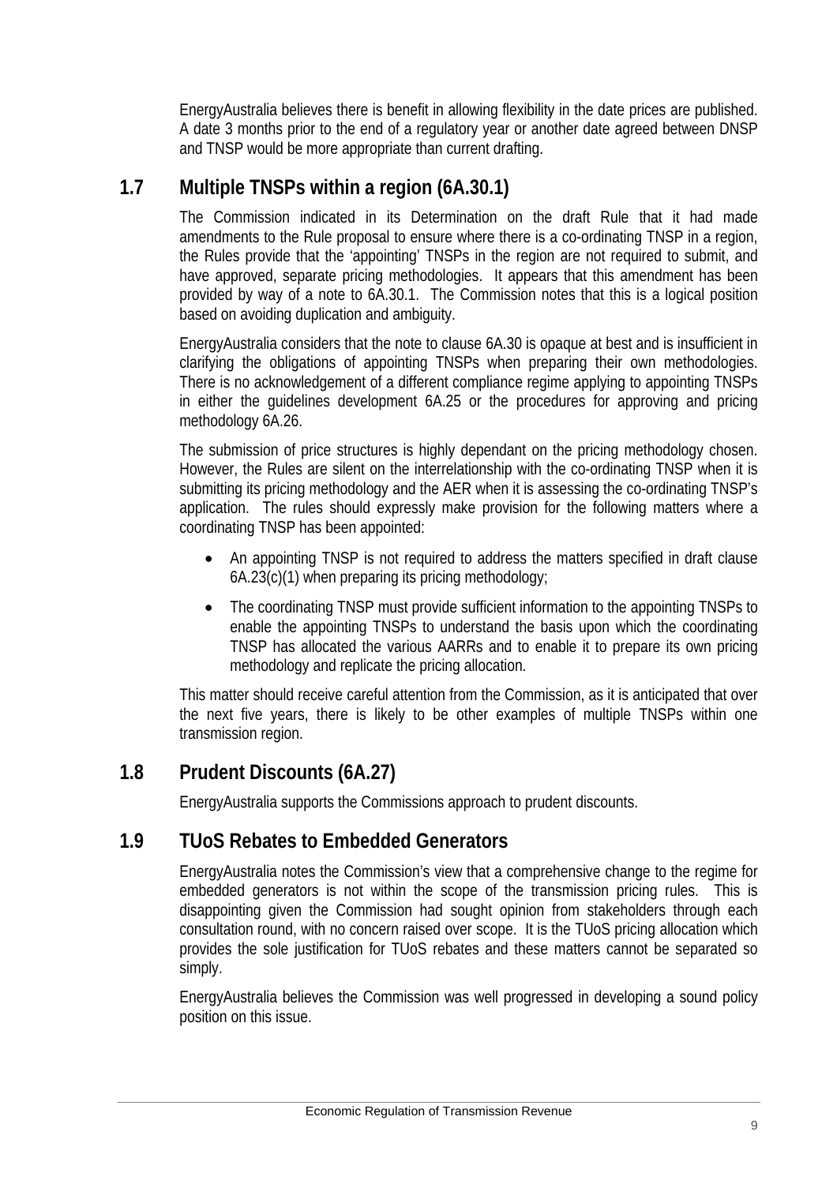EnergyAustralia believes there is benefit in allowing flexibility in the date prices are published. A date 3 months prior to the end of a regulatory year or another date agreed between DNSP and TNSP would be more appropriate than current drafting.

## 1.7 Multiple TNSPs within a region (6A.30.1)

The Commission indicated in its Determination on the draft Rule that it had made amendments to the Rule proposal to ensure where there is a co-ordinating TNSP in a region, the Rules provide that the 'appointing' TNSPs in the region are not required to submit, and have approved, separate pricing methodologies. It appears that this amendment has been provided by way of a note to 6A.30.1. The Commission notes that this is a logical position based on avoiding duplication and ambiguity.

EnergyAustralia considers that the note to clause 6A.30 is opaque at best and is insufficient in clarifying the obligations of appointing TNSPs when preparing their own methodologies. There is no acknowledgement of a different compliance regime applying to appointing TNSPs in either the guidelines development 6A.25 or the procedures for approving and pricing methodology 6A.26.

The submission of price structures is highly dependant on the pricing methodology chosen. However, the Rules are silent on the interrelationship with the co-ordinating TNSP when it is submitting its pricing methodology and the AER when it is assessing the co-ordinating TNSP's application. The rules should expressly make provision for the following matters where a coordinating TNSP has been appointed:

- An appointing TNSP is not required to address the matters specified in draft clause 6A.23(c)(1) when preparing its pricing methodology;
- The coordinating TNSP must provide sufficient information to the appointing TNSPs to enable the appointing TNSPs to understand the basis upon which the coordinating TNSP has allocated the various AARRs and to enable it to prepare its own pricing methodology and replicate the pricing allocation.

This matter should receive careful attention from the Commission, as it is anticipated that over the next five years, there is likely to be other examples of multiple TNSPs within one transmission region.

## 1.8 Prudent Discounts (6A.27)

EnergyAustralia supports the Commissions approach to prudent discounts.

## 1.9 TUoS Rebates to Embedded Generators

EnergyAustralia notes the Commission's view that a comprehensive change to the regime for embedded generators is not within the scope of the transmission pricing rules. This is disappointing given the Commission had sought opinion from stakeholders through each consultation round, with no concern raised over scope. It is the TUoS pricing allocation which provides the sole justification for TUoS rebates and these matters cannot be separated so simply.

EnergyAustralia believes the Commission was well progressed in developing a sound policy position on this issue.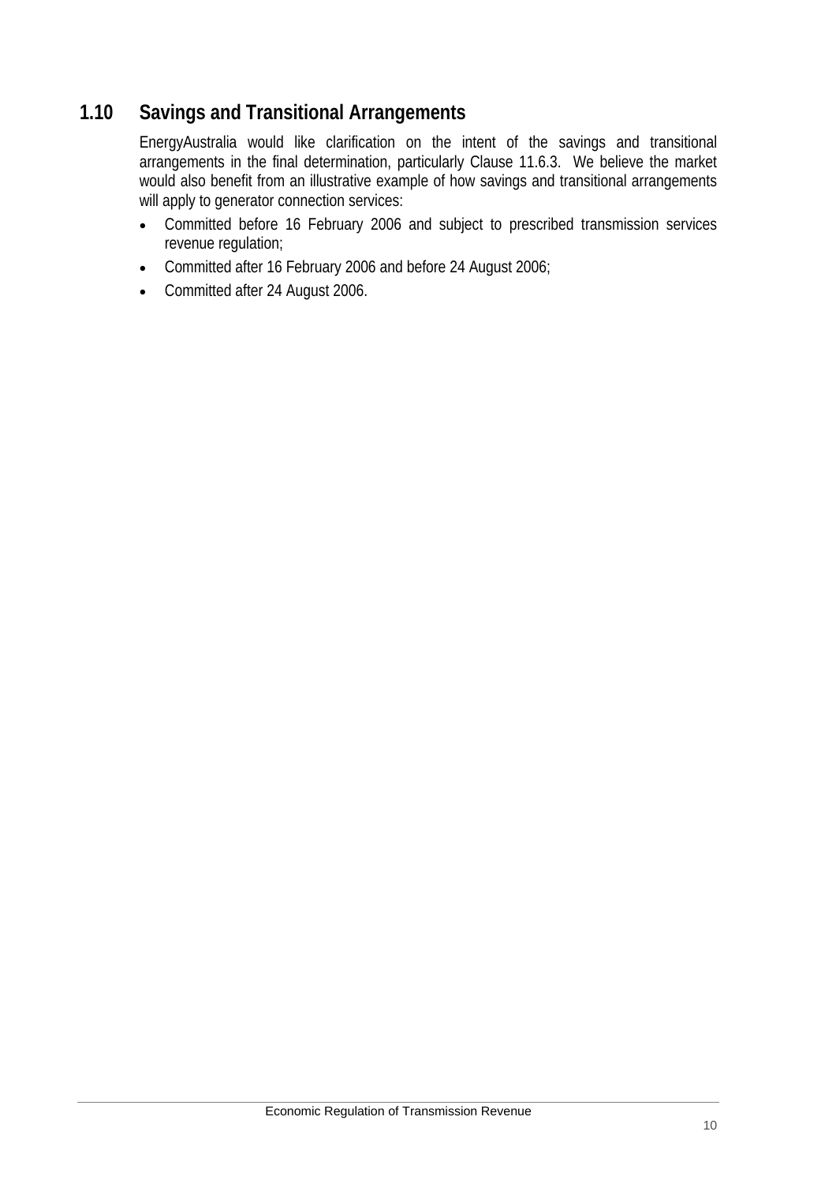## 1.10 Savings and Transitional Arrangements

EnergyAustralia would like clarification on the intent of the savings and transitional arrangements in the final determination, particularly Clause 11.6.3. We believe the market would also benefit from an illustrative example of how savings and transitional arrangements will apply to generator connection services:

- Committed before 16 February 2006 and subject to prescribed transmission services revenue regulation;
- Committed after 16 February 2006 and before 24 August 2006;
- Committed after 24 August 2006.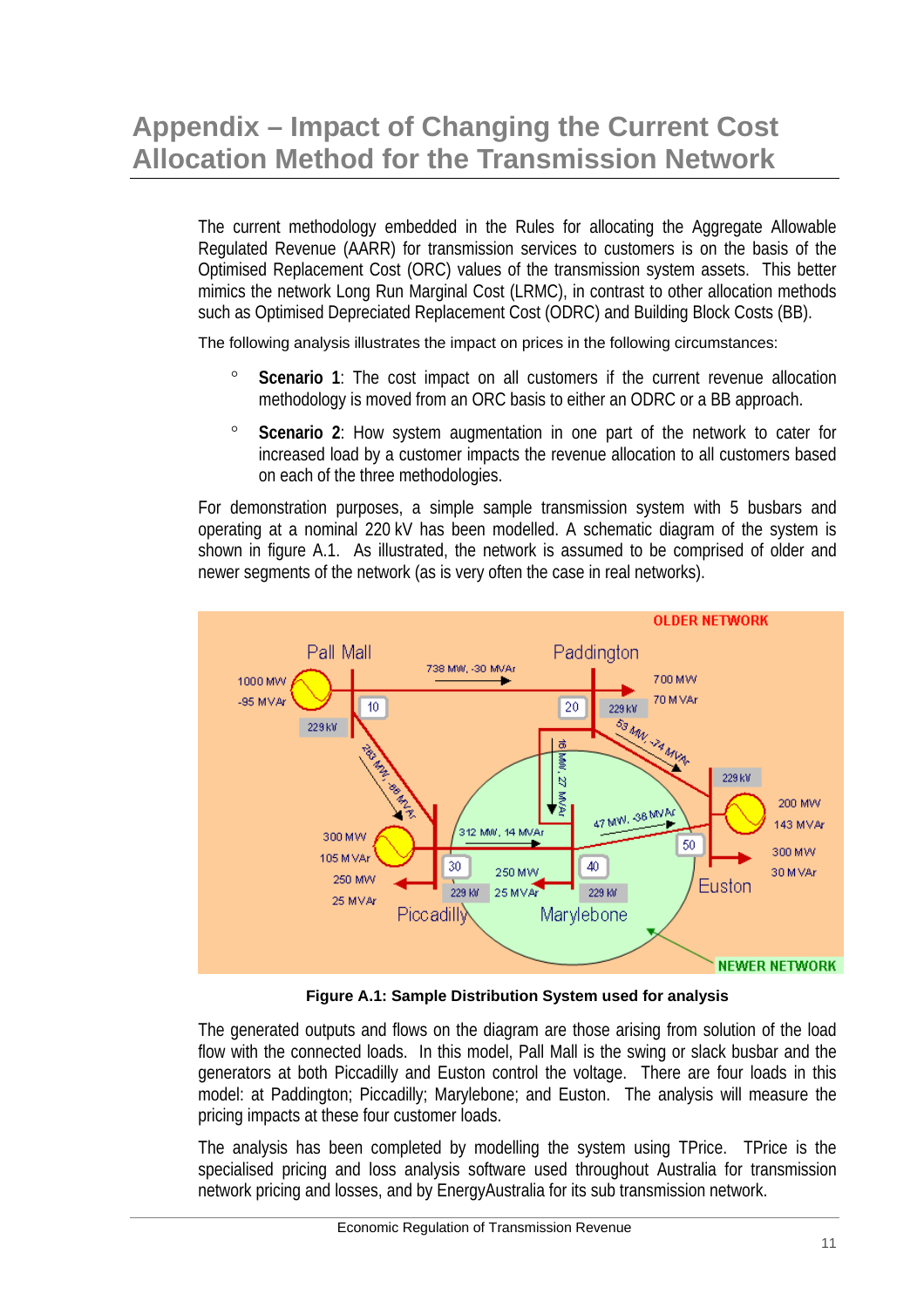# Appendix – Impact of Changing the Current Cost Allocation Method for the Transmission Network

The current methodology embedded in the Rules for allocating the Aggregate Allowable Regulated Revenue (AARR) for transmission services to customers is on the basis of the Optimised Replacement Cost (ORC) values of the transmission system assets. This better mimics the network Long Run Marginal Cost (LRMC), in contrast to other allocation methods such as Optimised Depreciated Replacement Cost (ODRC) and Building Block Costs (BB).

The following analysis illustrates the impact on prices in the following circumstances:

- **Scenario 1**: The cost impact on all customers if the current revenue allocation methodology is moved from an ORC basis to either an ODRC or a BB approach.
- **Scenario 2**: How system augmentation in one part of the network to cater for increased load by a customer impacts the revenue allocation to all customers based on each of the three methodologies.

For demonstration purposes, a simple sample transmission system with 5 busbars and operating at a nominal 220 kV has been modelled. A schematic diagram of the system is shown in figure A.1. As illustrated, the network is assumed to be comprised of older and newer segments of the network (as is very often the case in real networks).

**Figure A.1: Sample Distribution System used for analysis**

The generated outputs and flows on the diagram are those arising from solution of the load flow with the connected loads. In this model, Pall Mall is the swing or slack busbar and the generators at both Piccadilly and Euston control the voltage. There are four loads in this model: at Paddington; Piccadilly; Marylebone; and Euston. The analysis will measure the pricing impacts at these four customer loads.

The analysis has been completed by modelling the system using TPrice. TPrice is the specialised pricing and loss analysis software used throughout Australia for transmission network pricing and losses, and by EnergyAustralia for its sub transmission network.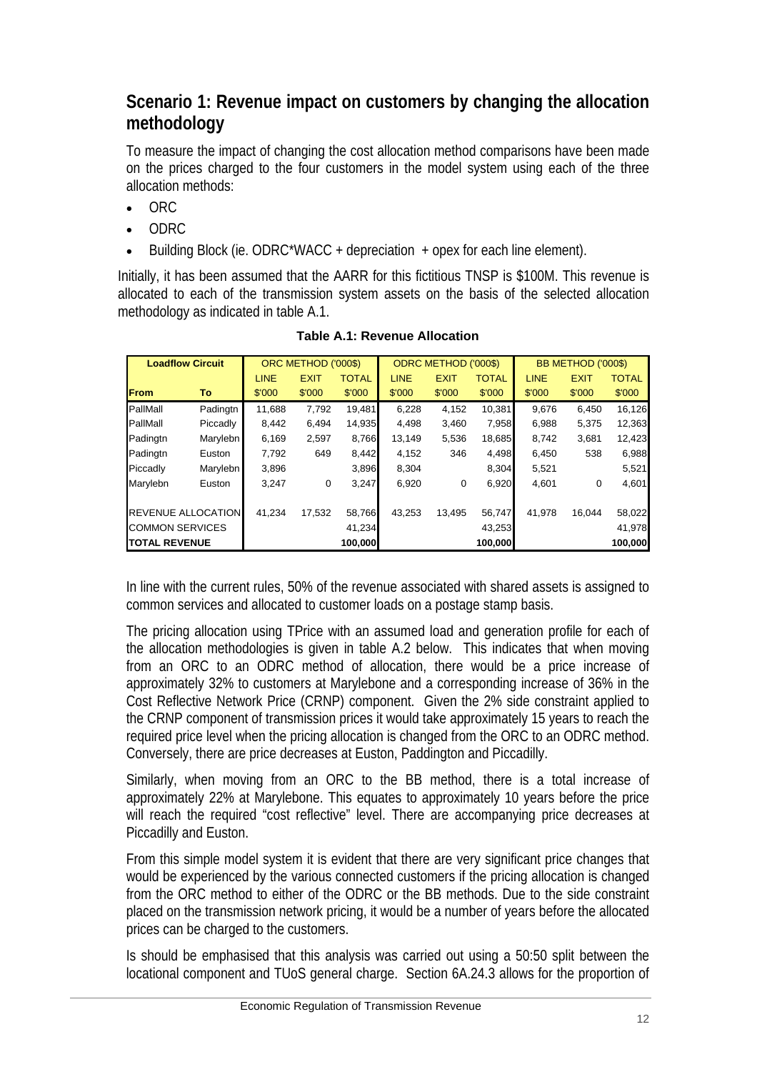## Scenario 1: Revenue impact on customers by changing the allocation methodology

To measure the impact of changing the cost allocation method comparisons have been made on the prices charged to the four customers in the model system using each of the three allocation methods:

- ORC
- ODRC
- Building Block (ie. ODRC*WACC + depreciation + opex for each line element).

Initially, it has been assumed that the AARR for this fictitious TNSP is $100M. This revenue is allocated to each of the transmission system assets on the basis of the selected allocation methodology as indicated in table A.1.

**Table A.1: Revenue Allocation**

| Loadflow Circuit | | ORC METHOD ('000$) | | | ODRC METHOD ('000$) | | | BB METHOD ('000$) | | |
|---|---|---|---|---|---|---|---|---|---|---|
| | | LINE | EXIT | TOTAL | LINE | EXIT | TOTAL | LINE | EXIT | TOTAL |
| **From** | **To** | $'000 | $'000 | $'000 | $'000 | $'000 | $'000 | $'000 | $'000 | $'000 |
| PallMall | Padingtn | 11,688 | 7,792 | 19,481 | 6,228 | 4,152 | 10,381 | 9,676 | 6,450 | 16,126 |
| PallMall | Piccadly | 8,442 | 6,494 | 14,935 | 4,498 | 3,460 | 7,958 | 6,988 | 5,375 | 12,363 |
| Padingtn | Marylebn | 6,169 | 2,597 | 8,766 | 13,149 | 5,536 | 18,685 | 8,742 | 3,681 | 12,423 |
| Padingtn | Euston | 7,792 | 649 | 8,442 | 4,152 | 346 | 4,498 | 6,450 | 538 | 6,988 |
| Piccadly | Marylebn | 3,896 | | 3,896 | 8,304 | | 8,304 | 5,521 | | 5,521 |
| Marylebn | Euston | 3,247 | 0 | 3,247 | 6,920 | 0 | 6,920 | 4,601 | 0 | 4,601 |
| REVENUE ALLOCATION | | 41,234 | 17,532 | 58,766 | 43,253 | 13,495 | 56,747 | 41,978 | 16,044 | 58,022 |
| COMMON SERVICES | | | | 41,234 | | | 43,253 | | | 41,978 |
| **TOTAL REVENUE** | | | | **100,000** | | | **100,000** | | | **100,000** |

In line with the current rules, 50% of the revenue associated with shared assets is assigned to common services and allocated to customer loads on a postage stamp basis.

The pricing allocation using TPrice with an assumed load and generation profile for each of the allocation methodologies is given in table A.2 below. This indicates that when moving from an ORC to an ODRC method of allocation, there would be a price increase of approximately 32% to customers at Marylebone and a corresponding increase of 36% in the Cost Reflective Network Price (CRNP) component. Given the 2% side constraint applied to the CRNP component of transmission prices it would take approximately 15 years to reach the required price level when the pricing allocation is changed from the ORC to an ODRC method. Conversely, there are price decreases at Euston, Paddington and Piccadilly.

Similarly, when moving from an ORC to the BB method, there is a total increase of approximately 22% at Marylebone. This equates to approximately 10 years before the price will reach the required "cost reflective" level. There are accompanying price decreases at Piccadilly and Euston.

From this simple model system it is evident that there are very significant price changes that would be experienced by the various connected customers if the pricing allocation is changed from the ORC method to either of the ODRC or the BB methods. Due to the side constraint placed on the transmission network pricing, it would be a number of years before the allocated prices can be charged to the customers.

Is should be emphasised that this analysis was carried out using a 50:50 split between the locational component and TUoS general charge. Section 6A.24.3 allows for the proportion of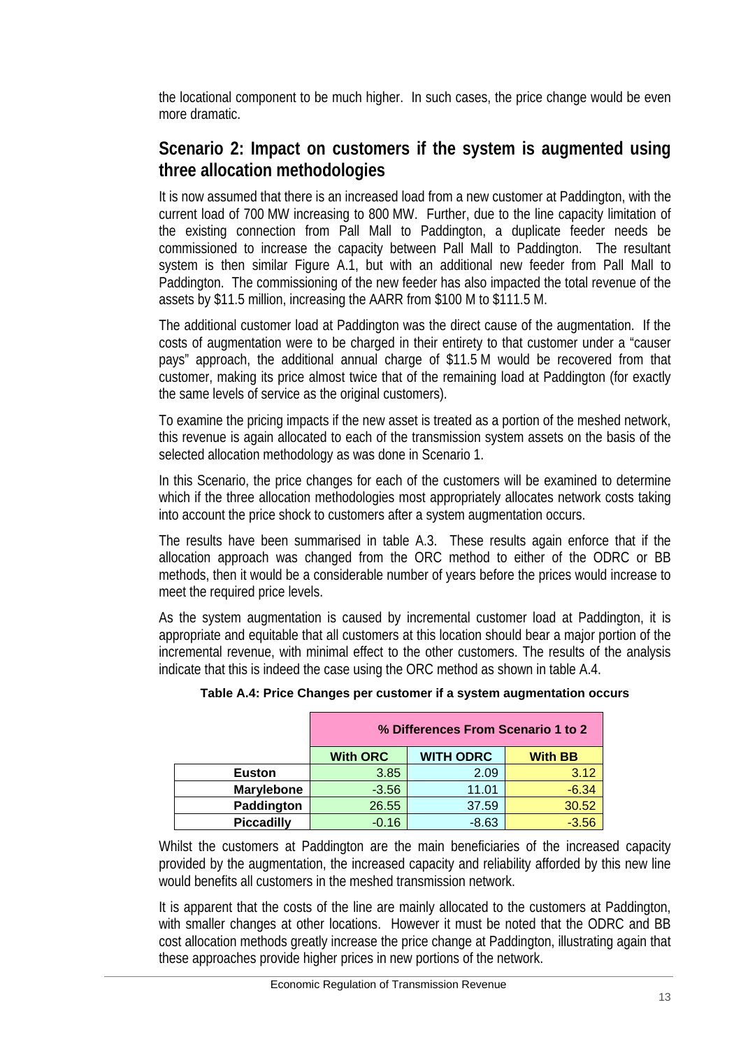the locational component to be much higher. In such cases, the price change would be even more dramatic.

## Scenario 2: Impact on customers if the system is augmented using three allocation methodologies

It is now assumed that there is an increased load from a new customer at Paddington, with the current load of 700 MW increasing to 800 MW. Further, due to the line capacity limitation of the existing connection from Pall Mall to Paddington, a duplicate feeder needs be commissioned to increase the capacity between Pall Mall to Paddington. The resultant system is then similar Figure A.1, but with an additional new feeder from Pall Mall to Paddington. The commissioning of the new feeder has also impacted the total revenue of the assets by $11.5 million, increasing the AARR from $100 M to $111.5 M.

The additional customer load at Paddington was the direct cause of the augmentation. If the costs of augmentation were to be charged in their entirety to that customer under a "causer pays" approach, the additional annual charge of $11.5 M would be recovered from that customer, making its price almost twice that of the remaining load at Paddington (for exactly the same levels of service as the original customers).

To examine the pricing impacts if the new asset is treated as a portion of the meshed network, this revenue is again allocated to each of the transmission system assets on the basis of the selected allocation methodology as was done in Scenario 1.

In this Scenario, the price changes for each of the customers will be examined to determine which if the three allocation methodologies most appropriately allocates network costs taking into account the price shock to customers after a system augmentation occurs.

The results have been summarised in table A.3. These results again enforce that if the allocation approach was changed from the ORC method to either of the ODRC or BB methods, then it would be a considerable number of years before the prices would increase to meet the required price levels.

As the system augmentation is caused by incremental customer load at Paddington, it is appropriate and equitable that all customers at this location should bear a major portion of the incremental revenue, with minimal effect to the other customers. The results of the analysis indicate that this is indeed the case using the ORC method as shown in table A.4.

**Table A.4: Price Changes per customer if a system augmentation occurs**

| | % Differences From Scenario 1 to 2 | | |
|---|---|---|---|
| | **With ORC** | **WITH ODRC** | **With BB** |
| **Euston** | 3.85 | 2.09 | 3.12 |
| **Marylebone** | -3.56 | 11.01 | -6.34 |
| **Paddington** | 26.55 | 37.59 | 30.52 |
| **Piccadilly** | -0.16 | -8.63 | -3.56 |

Whilst the customers at Paddington are the main beneficiaries of the increased capacity provided by the augmentation, the increased capacity and reliability afforded by this new line would benefits all customers in the meshed transmission network.

It is apparent that the costs of the line are mainly allocated to the customers at Paddington, with smaller changes at other locations. However it must be noted that the ODRC and BB cost allocation methods greatly increase the price change at Paddington, illustrating again that these approaches provide higher prices in new portions of the network.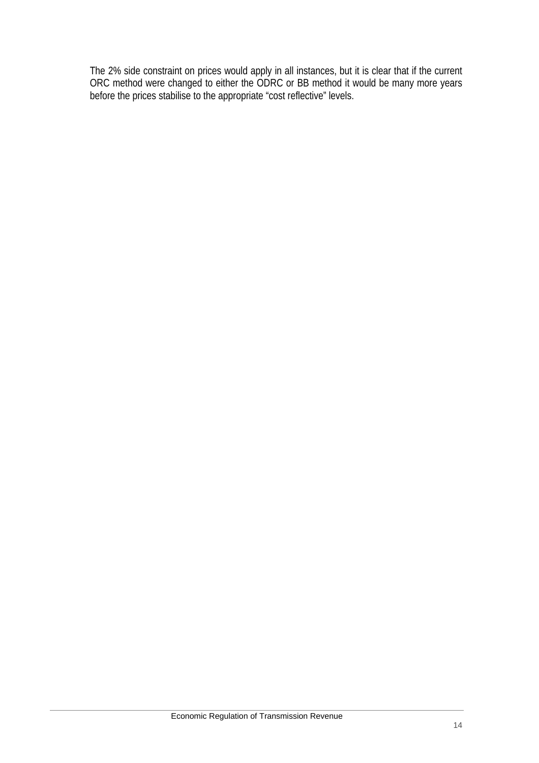The 2% side constraint on prices would apply in all instances, but it is clear that if the current ORC method were changed to either the ODRC or BB method it would be many more years before the prices stabilise to the appropriate "cost reflective" levels.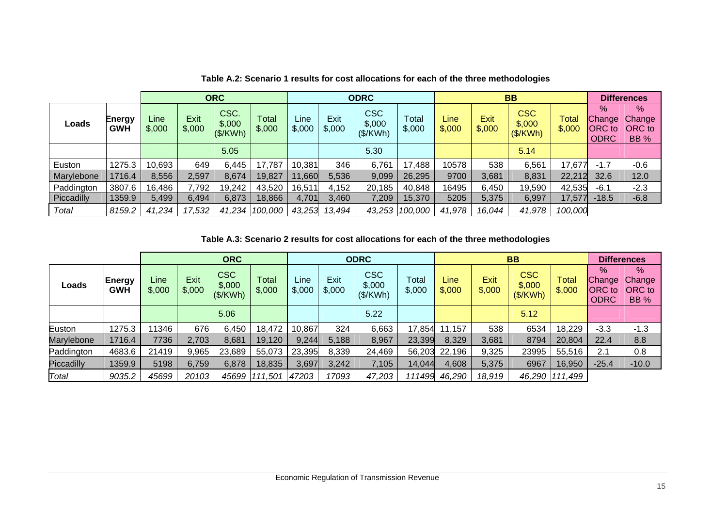**Table A.2: Scenario 1 results for cost allocations for each of the three methodologies**

| | | ORC | | | | ODRC | | | | BB | | | | Differences | |
|---|---|---|---|---|---|---|---|---|---|---|---|---|---|---|---|
| **Loads** | **Energy GWH** | Line $,000 | Exit $,000 | CSC. $,000 ($/KWh) | Total $,000 | Line $,000 | Exit $,000 | CSC $,000 ($/KWh) | Total $,000 | Line $,000 | Exit $,000 | CSC $,000 ($/KWh) | Total $,000 | % Change ORC to ODRC | % Change ORC to BB % |
| | | | | 5.05 | | | | 5.30 | | | | 5.14 | | | |
| Euston | 1275.3 | 10,693 | 649 | 6,445 | 17,787 | 10,381 | 346 | 6,761 | 17,488 | 10578 | 538 | 6,561 | 17,677 | -1.7 | -0.6 |
| Marylebone | 1716.4 | 8,556 | 2,597 | 8,674 | 19,827 | 11,660 | 5,536 | 9,099 | 26,295 | 9700 | 3,681 | 8,831 | 22,212 | 32.6 | 12.0 |
| Paddington | 3807.6 | 16,486 | 7,792 | 19,242 | 43,520 | 16,511 | 4,152 | 20,185 | 40,848 | 16495 | 6,450 | 19,590 | 42,535 | -6.1 | -2.3 |
| Piccadilly | 1359.9 | 5,499 | 6,494 | 6,873 | 18,866 | 4,701 | 3,460 | 7,209 | 15,370 | 5205 | 5,375 | 6,997 | 17,577 | -18.5 | -6.8 |
| *Total* | *8159.2* | *41,234* | *17,532* | *41,234* | *100,000* | *43,253* | *13,494* | *43,253* | *100,000* | *41,978* | *16,044* | *41,978* | *100,000* | | |

**Table A.3: Scenario 2 results for cost allocations for each of the three methodologies**

| | | ORC | | | | ODRC | | | | BB | | | | Differences | |
|---|---|---|---|---|---|---|---|---|---|---|---|---|---|---|---|
| **Loads** | **Energy GWH** | Line $,000 | Exit $,000 | CSC $,000 ($/KWh) | Total $,000 | Line $,000 | Exit $,000 | CSC $,000 ($/KWh) | Total $,000 | Line $,000 | Exit $,000 | CSC $,000 ($/KWh) | Total $,000 | % Change ORC to ODRC | % Change ORC to BB % |
| | | | | 5.06 | | | | 5.22 | | | | 5.12 | | | |
| Euston | 1275.3 | 11346 | 676 | 6,450 | 18,472 | 10,867 | 324 | 6,663 | 17,854 | 11,157 | 538 | 6534 | 18,229 | -3.3 | -1.3 |
| Marylebone | 1716.4 | 7736 | 2,703 | 8,681 | 19,120 | 9,244 | 5,188 | 8,967 | 23,399 | 8,329 | 3,681 | 8794 | 20,804 | 22.4 | 8.8 |
| Paddington | 4683.6 | 21419 | 9,965 | 23,689 | 55,073 | 23,395 | 8,339 | 24,469 | 56,203 | 22,196 | 9,325 | 23995 | 55,516 | 2.1 | 0.8 |
| Piccadilly | 1359.9 | 5198 | 6,759 | 6,878 | 18,835 | 3,697 | 3,242 | 7,105 | 14,044 | 4,608 | 5,375 | 6967 | 16,950 | -25.4 | -10.0 |
| *Total* | *9035.2* | *45699* | *20103* | *45699* | *111,501* | *47203* | *17093* | *47,203* | *111499* | *46,290* | *18,919* | *46,290* | *111,499* | | |